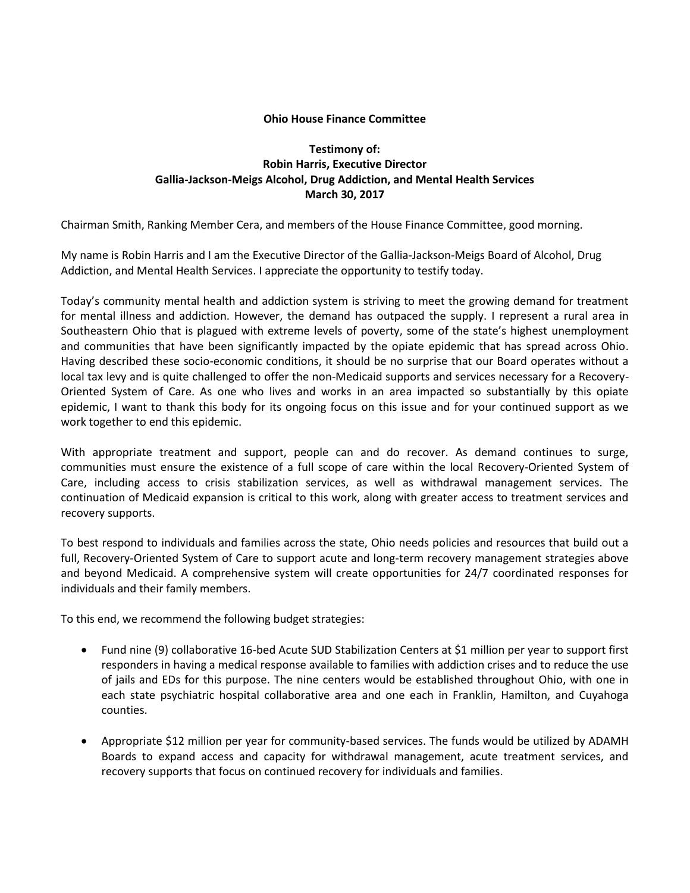**Ohio House Finance Committee**

**Testimony of:**
**Robin Harris, Executive Director**
**Gallia-Jackson-Meigs Alcohol, Drug Addiction, and Mental Health Services**
**March 30, 2017**

Chairman Smith, Ranking Member Cera, and members of the House Finance Committee, good morning.

My name is Robin Harris and I am the Executive Director of the Gallia-Jackson-Meigs Board of Alcohol, Drug Addiction, and Mental Health Services. I appreciate the opportunity to testify today.

Today's community mental health and addiction system is striving to meet the growing demand for treatment for mental illness and addiction. However, the demand has outpaced the supply. I represent a rural area in Southeastern Ohio that is plagued with extreme levels of poverty, some of the state's highest unemployment and communities that have been significantly impacted by the opiate epidemic that has spread across Ohio. Having described these socio-economic conditions, it should be no surprise that our Board operates without a local tax levy and is quite challenged to offer the non-Medicaid supports and services necessary for a Recovery-Oriented System of Care. As one who lives and works in an area impacted so substantially by this opiate epidemic, I want to thank this body for its ongoing focus on this issue and for your continued support as we work together to end this epidemic.

With appropriate treatment and support, people can and do recover. As demand continues to surge, communities must ensure the existence of a full scope of care within the local Recovery-Oriented System of Care, including access to crisis stabilization services, as well as withdrawal management services. The continuation of Medicaid expansion is critical to this work, along with greater access to treatment services and recovery supports.

To best respond to individuals and families across the state, Ohio needs policies and resources that build out a full, Recovery-Oriented System of Care to support acute and long-term recovery management strategies above and beyond Medicaid. A comprehensive system will create opportunities for 24/7 coordinated responses for individuals and their family members.

To this end, we recommend the following budget strategies:

- Fund nine (9) collaborative 16-bed Acute SUD Stabilization Centers at $1 million per year to support first responders in having a medical response available to families with addiction crises and to reduce the use of jails and EDs for this purpose. The nine centers would be established throughout Ohio, with one in each state psychiatric hospital collaborative area and one each in Franklin, Hamilton, and Cuyahoga counties.

- Appropriate $12 million per year for community-based services. The funds would be utilized by ADAMH Boards to expand access and capacity for withdrawal management, acute treatment services, and recovery supports that focus on continued recovery for individuals and families.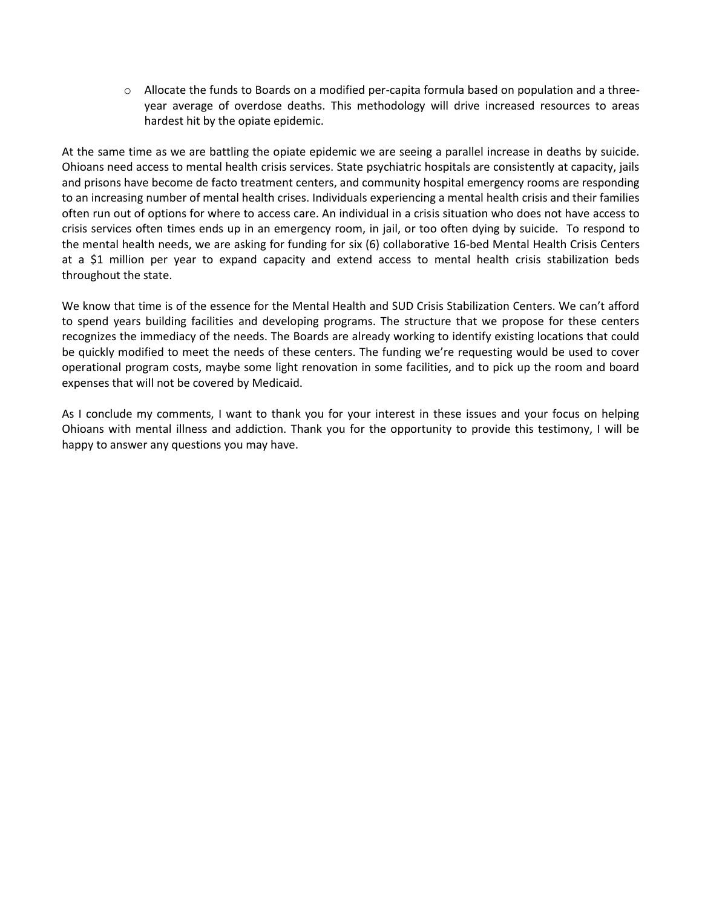- Allocate the funds to Boards on a modified per-capita formula based on population and a three-year average of overdose deaths. This methodology will drive increased resources to areas hardest hit by the opiate epidemic.

At the same time as we are battling the opiate epidemic we are seeing a parallel increase in deaths by suicide. Ohioans need access to mental health crisis services. State psychiatric hospitals are consistently at capacity, jails and prisons have become de facto treatment centers, and community hospital emergency rooms are responding to an increasing number of mental health crises. Individuals experiencing a mental health crisis and their families often run out of options for where to access care. An individual in a crisis situation who does not have access to crisis services often times ends up in an emergency room, in jail, or too often dying by suicide. To respond to the mental health needs, we are asking for funding for six (6) collaborative 16-bed Mental Health Crisis Centers at a $1 million per year to expand capacity and extend access to mental health crisis stabilization beds throughout the state.

We know that time is of the essence for the Mental Health and SUD Crisis Stabilization Centers. We can't afford to spend years building facilities and developing programs. The structure that we propose for these centers recognizes the immediacy of the needs. The Boards are already working to identify existing locations that could be quickly modified to meet the needs of these centers. The funding we're requesting would be used to cover operational program costs, maybe some light renovation in some facilities, and to pick up the room and board expenses that will not be covered by Medicaid.

As I conclude my comments, I want to thank you for your interest in these issues and your focus on helping Ohioans with mental illness and addiction. Thank you for the opportunity to provide this testimony, I will be happy to answer any questions you may have.